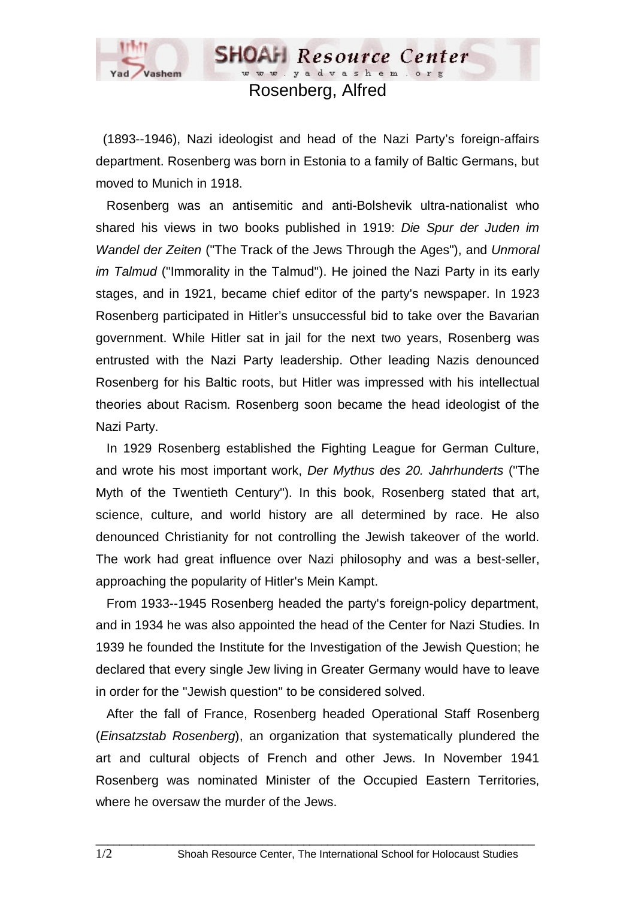# Rosenberg, Alfred

(1893--1946), Nazi ideologist and head of the Nazi Party's foreign-affairs department. Rosenberg was born in Estonia to a family of Baltic Germans, but moved to Munich in 1918.

Rosenberg was an antisemitic and anti-Bolshevik ultra-nationalist who shared his views in two books published in 1919: *Die Spur der Juden im Wandel der Zeiten* ("The Track of the Jews Through the Ages"), and *Unmoral im Talmud* ("Immorality in the Talmud"). He joined the Nazi Party in its early stages, and in 1921, became chief editor of the party's newspaper. In 1923 Rosenberg participated in Hitler's unsuccessful bid to take over the Bavarian government. While Hitler sat in jail for the next two years, Rosenberg was entrusted with the Nazi Party leadership. Other leading Nazis denounced Rosenberg for his Baltic roots, but Hitler was impressed with his intellectual theories about Racism. Rosenberg soon became the head ideologist of the Nazi Party.

In 1929 Rosenberg established the Fighting League for German Culture, and wrote his most important work, *Der Mythus des 20. Jahrhunderts* ("The Myth of the Twentieth Century"). In this book, Rosenberg stated that art, science, culture, and world history are all determined by race. He also denounced Christianity for not controlling the Jewish takeover of the world. The work had great influence over Nazi philosophy and was a best-seller, approaching the popularity of Hitler's Mein Kampt.

From 1933--1945 Rosenberg headed the party's foreign-policy department, and in 1934 he was also appointed the head of the Center for Nazi Studies. In 1939 he founded the Institute for the Investigation of the Jewish Question; he declared that every single Jew living in Greater Germany would have to leave in order for the "Jewish question" to be considered solved.

After the fall of France, Rosenberg headed Operational Staff Rosenberg (*Einsatzstab Rosenberg*), an organization that systematically plundered the art and cultural objects of French and other Jews. In November 1941 Rosenberg was nominated Minister of the Occupied Eastern Territories, where he oversaw the murder of the Jews.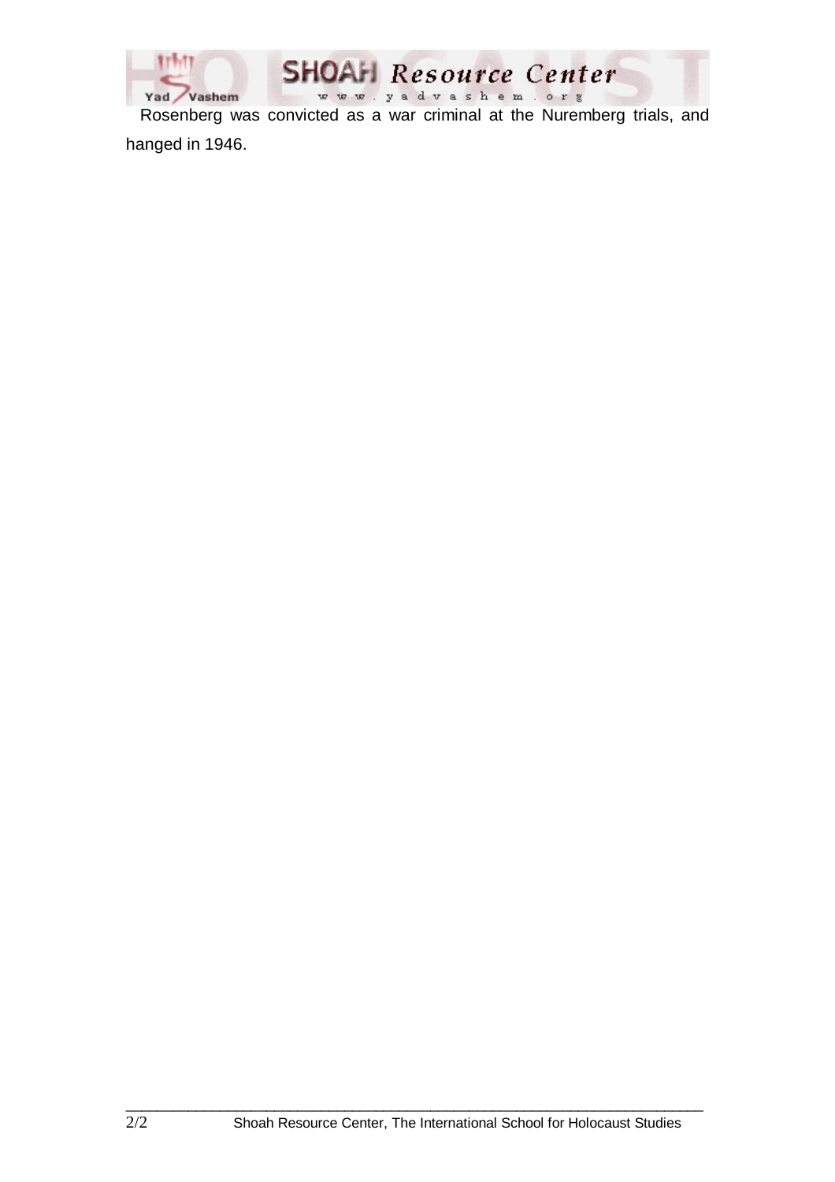Rosenberg was convicted as a war criminal at the Nuremberg trials, and hanged in 1946.